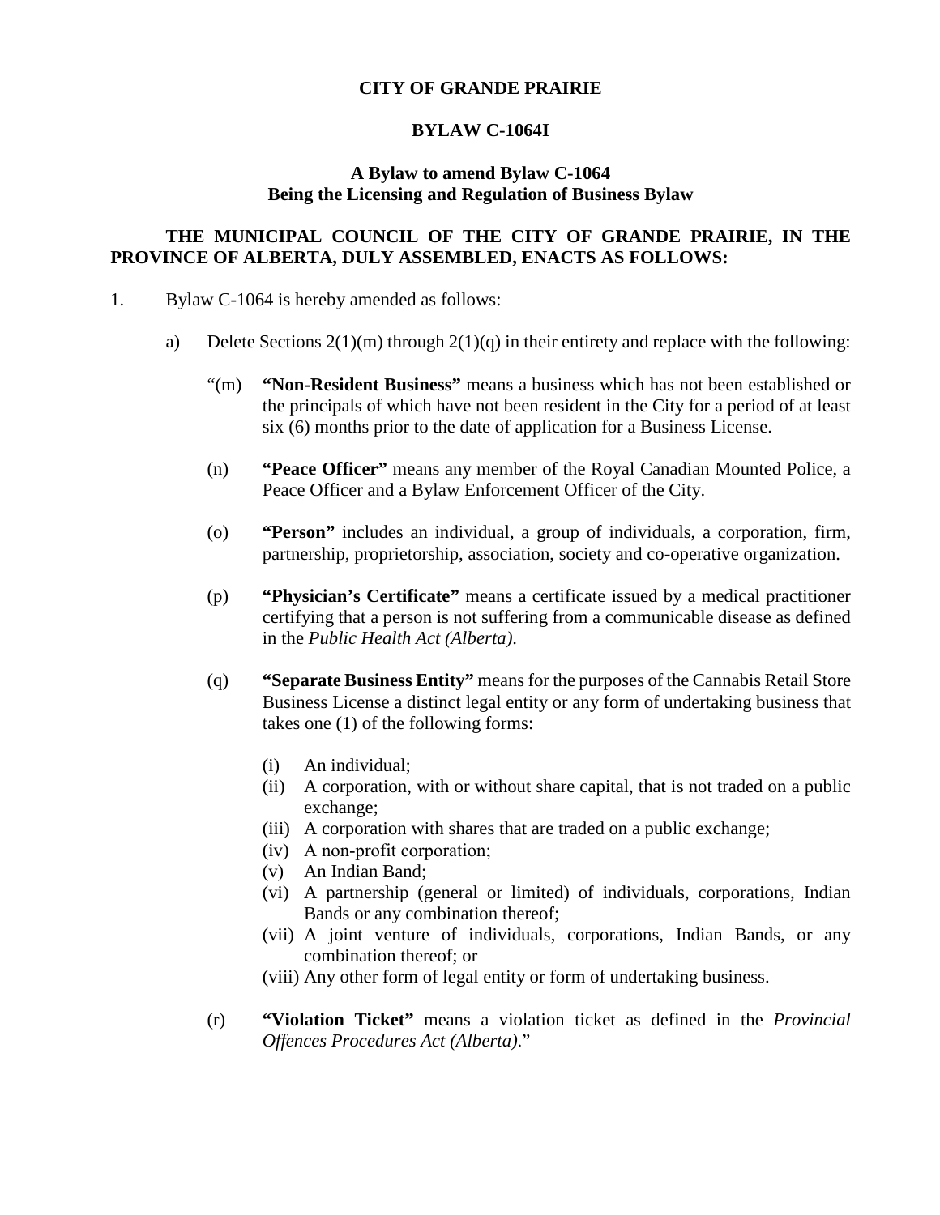**CITY OF GRANDE PRAIRIE**

**BYLAW C-1064I**

**A Bylaw to amend Bylaw C-1064**
**Being the Licensing and Regulation of Business Bylaw**

**THE MUNICIPAL COUNCIL OF THE CITY OF GRANDE PRAIRIE, IN THE PROVINCE OF ALBERTA, DULY ASSEMBLED, ENACTS AS FOLLOWS:**

1. Bylaw C-1064 is hereby amended as follows:

   a) Delete Sections 2(1)(m) through 2(1)(q) in their entirety and replace with the following:

      "(m) **"Non-Resident Business"** means a business which has not been established or the principals of which have not been resident in the City for a period of at least six (6) months prior to the date of application for a Business License.

      (n) **"Peace Officer"** means any member of the Royal Canadian Mounted Police, a Peace Officer and a Bylaw Enforcement Officer of the City.

      (o) **"Person"** includes an individual, a group of individuals, a corporation, firm, partnership, proprietorship, association, society and co-operative organization.

      (p) **"Physician's Certificate"** means a certificate issued by a medical practitioner certifying that a person is not suffering from a communicable disease as defined in the *Public Health Act (Alberta).*

      (q) **"Separate Business Entity"** means for the purposes of the Cannabis Retail Store Business License a distinct legal entity or any form of undertaking business that takes one (1) of the following forms:

         (i) An individual;
         (ii) A corporation, with or without share capital, that is not traded on a public exchange;
         (iii) A corporation with shares that are traded on a public exchange;
         (iv) A non-profit corporation;
         (v) An Indian Band;
         (vi) A partnership (general or limited) of individuals, corporations, Indian Bands or any combination thereof;
         (vii) A joint venture of individuals, corporations, Indian Bands, or any combination thereof; or
         (viii) Any other form of legal entity or form of undertaking business.

      (r) **"Violation Ticket"** means a violation ticket as defined in the *Provincial Offences Procedures Act (Alberta).*"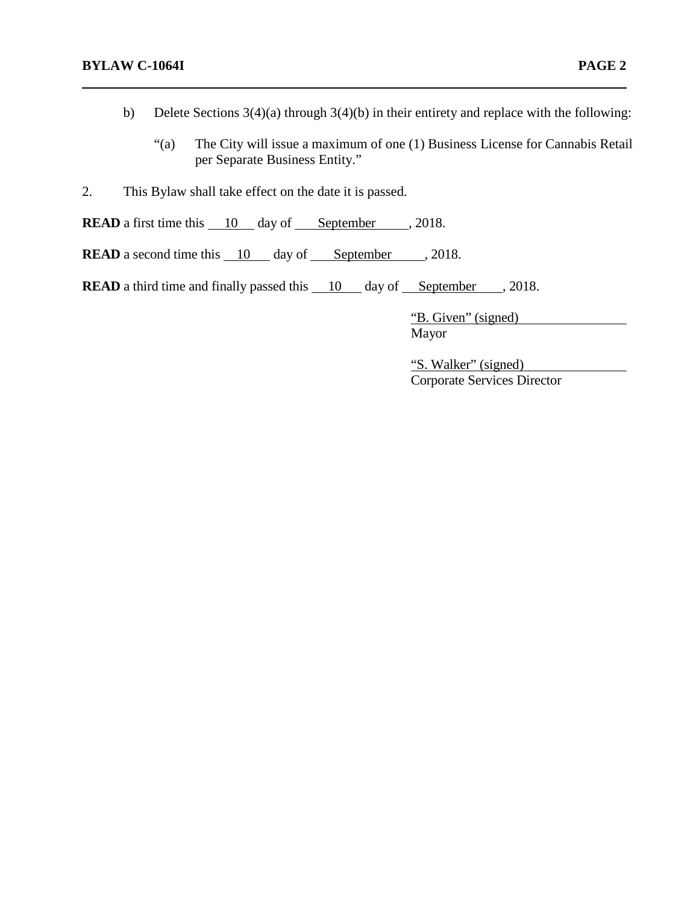b) Delete Sections 3(4)(a) through 3(4)(b) in their entirety and replace with the following:

"(a) The City will issue a maximum of one (1) Business License for Cannabis Retail per Separate Business Entity."

2. This Bylaw shall take effect on the date it is passed.

**READ** a first time this 10 day of September, 2018.

**READ** a second time this 10 day of September, 2018.

**READ** a third time and finally passed this 10 day of September, 2018.

"B. Given" (signed)
Mayor

"S. Walker" (signed)
Corporate Services Director